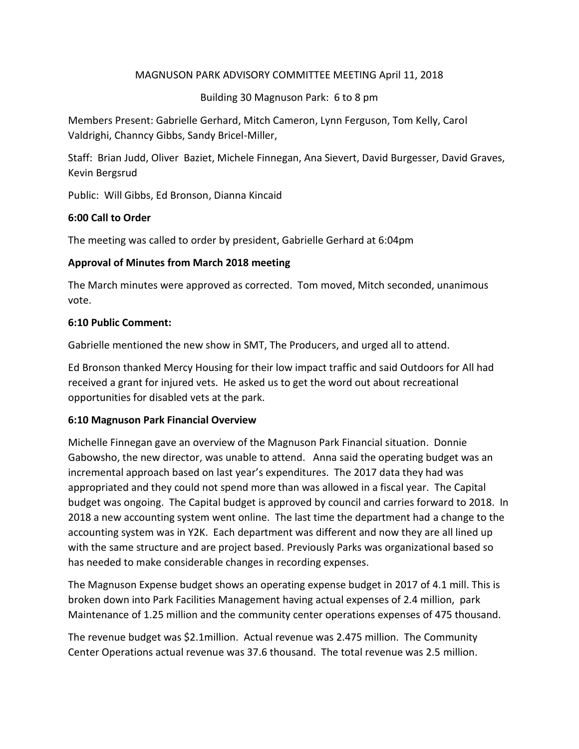MAGNUSON PARK ADVISORY COMMITTEE MEETING April 11, 2018

Building 30 Magnuson Park: 6 to 8 pm

Members Present: Gabrielle Gerhard, Mitch Cameron, Lynn Ferguson, Tom Kelly, Carol Valdrighi, Channcy Gibbs, Sandy Bricel-Miller,

Staff: Brian Judd, Oliver Baziet, Michele Finnegan, Ana Sievert, David Burgesser, David Graves, Kevin Bergsrud

Public: Will Gibbs, Ed Bronson, Dianna Kincaid

**6:00 Call to Order**

The meeting was called to order by president, Gabrielle Gerhard at 6:04pm

**Approval of Minutes from March 2018 meeting**

The March minutes were approved as corrected. Tom moved, Mitch seconded, unanimous vote.

**6:10 Public Comment:**

Gabrielle mentioned the new show in SMT, The Producers, and urged all to attend.

Ed Bronson thanked Mercy Housing for their low impact traffic and said Outdoors for All had received a grant for injured vets. He asked us to get the word out about recreational opportunities for disabled vets at the park.

**6:10 Magnuson Park Financial Overview**

Michelle Finnegan gave an overview of the Magnuson Park Financial situation. Donnie Gabowsho, the new director, was unable to attend. Anna said the operating budget was an incremental approach based on last year's expenditures. The 2017 data they had was appropriated and they could not spend more than was allowed in a fiscal year. The Capital budget was ongoing. The Capital budget is approved by council and carries forward to 2018. In 2018 a new accounting system went online. The last time the department had a change to the accounting system was in Y2K. Each department was different and now they are all lined up with the same structure and are project based. Previously Parks was organizational based so has needed to make considerable changes in recording expenses.

The Magnuson Expense budget shows an operating expense budget in 2017 of 4.1 mill. This is broken down into Park Facilities Management having actual expenses of 2.4 million, park Maintenance of 1.25 million and the community center operations expenses of 475 thousand.

The revenue budget was $2.1million. Actual revenue was 2.475 million. The Community Center Operations actual revenue was 37.6 thousand. The total revenue was 2.5 million.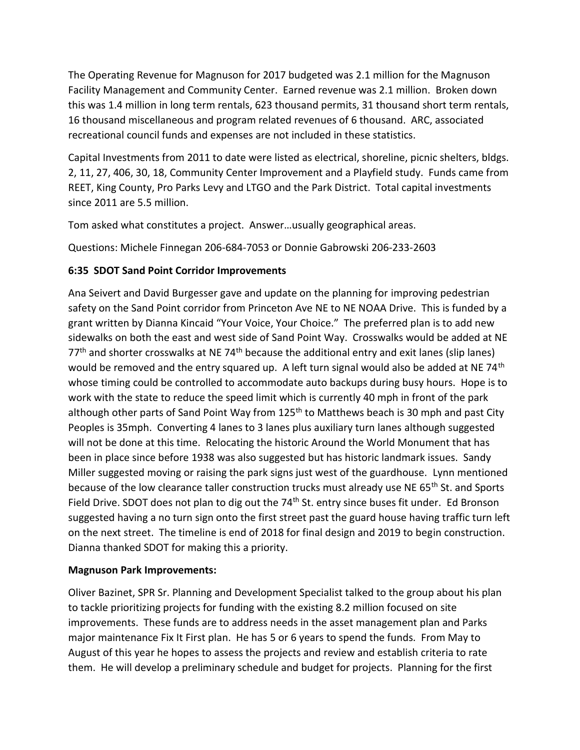The Operating Revenue for Magnuson for 2017 budgeted was 2.1 million for the Magnuson Facility Management and Community Center. Earned revenue was 2.1 million. Broken down this was 1.4 million in long term rentals, 623 thousand permits, 31 thousand short term rentals, 16 thousand miscellaneous and program related revenues of 6 thousand. ARC, associated recreational council funds and expenses are not included in these statistics.

Capital Investments from 2011 to date were listed as electrical, shoreline, picnic shelters, bldgs. 2, 11, 27, 406, 30, 18, Community Center Improvement and a Playfield study. Funds came from REET, King County, Pro Parks Levy and LTGO and the Park District. Total capital investments since 2011 are 5.5 million.

Tom asked what constitutes a project. Answer…usually geographical areas.

Questions: Michele Finnegan 206-684-7053 or Donnie Gabrowski 206-233-2603

**6:35 SDOT Sand Point Corridor Improvements**

Ana Seivert and David Burgesser gave and update on the planning for improving pedestrian safety on the Sand Point corridor from Princeton Ave NE to NE NOAA Drive. This is funded by a grant written by Dianna Kincaid "Your Voice, Your Choice." The preferred plan is to add new sidewalks on both the east and west side of Sand Point Way. Crosswalks would be added at NE 77th and shorter crosswalks at NE 74th because the additional entry and exit lanes (slip lanes) would be removed and the entry squared up. A left turn signal would also be added at NE 74th whose timing could be controlled to accommodate auto backups during busy hours. Hope is to work with the state to reduce the speed limit which is currently 40 mph in front of the park although other parts of Sand Point Way from 125th to Matthews beach is 30 mph and past City Peoples is 35mph. Converting 4 lanes to 3 lanes plus auxiliary turn lanes although suggested will not be done at this time. Relocating the historic Around the World Monument that has been in place since before 1938 was also suggested but has historic landmark issues. Sandy Miller suggested moving or raising the park signs just west of the guardhouse. Lynn mentioned because of the low clearance taller construction trucks must already use NE 65th St. and Sports Field Drive. SDOT does not plan to dig out the 74th St. entry since buses fit under. Ed Bronson suggested having a no turn sign onto the first street past the guard house having traffic turn left on the next street. The timeline is end of 2018 for final design and 2019 to begin construction. Dianna thanked SDOT for making this a priority.

**Magnuson Park Improvements:**

Oliver Bazinet, SPR Sr. Planning and Development Specialist talked to the group about his plan to tackle prioritizing projects for funding with the existing 8.2 million focused on site improvements. These funds are to address needs in the asset management plan and Parks major maintenance Fix It First plan. He has 5 or 6 years to spend the funds. From May to August of this year he hopes to assess the projects and review and establish criteria to rate them. He will develop a preliminary schedule and budget for projects. Planning for the first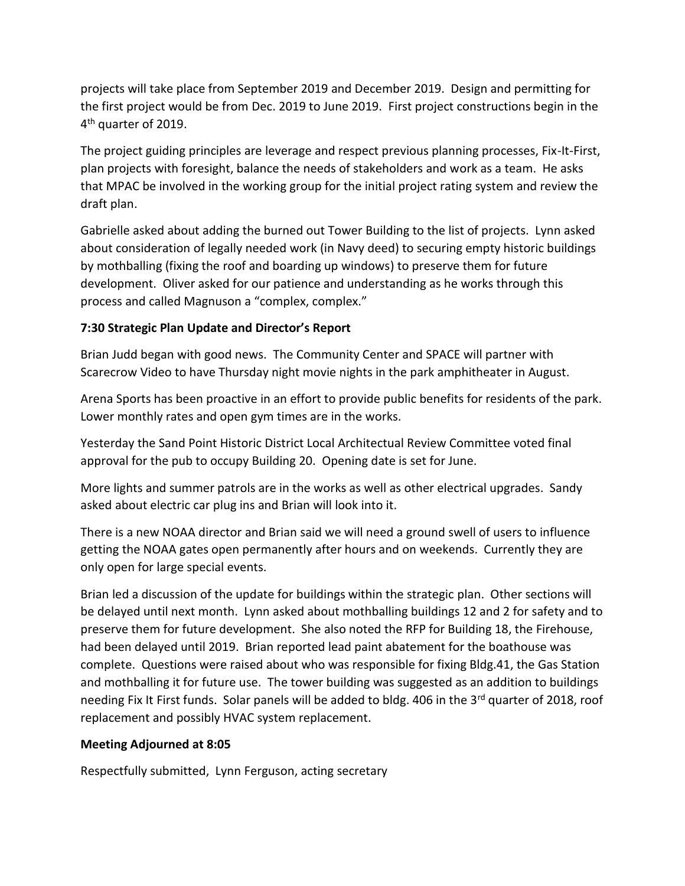projects will take place from September 2019 and December 2019. Design and permitting for the first project would be from Dec. 2019 to June 2019. First project constructions begin in the 4th quarter of 2019.

The project guiding principles are leverage and respect previous planning processes, Fix-It-First, plan projects with foresight, balance the needs of stakeholders and work as a team. He asks that MPAC be involved in the working group for the initial project rating system and review the draft plan.

Gabrielle asked about adding the burned out Tower Building to the list of projects. Lynn asked about consideration of legally needed work (in Navy deed) to securing empty historic buildings by mothballing (fixing the roof and boarding up windows) to preserve them for future development. Oliver asked for our patience and understanding as he works through this process and called Magnuson a "complex, complex."

**7:30 Strategic Plan Update and Director's Report**

Brian Judd began with good news. The Community Center and SPACE will partner with Scarecrow Video to have Thursday night movie nights in the park amphitheater in August.

Arena Sports has been proactive in an effort to provide public benefits for residents of the park. Lower monthly rates and open gym times are in the works.

Yesterday the Sand Point Historic District Local Architectual Review Committee voted final approval for the pub to occupy Building 20. Opening date is set for June.

More lights and summer patrols are in the works as well as other electrical upgrades. Sandy asked about electric car plug ins and Brian will look into it.

There is a new NOAA director and Brian said we will need a ground swell of users to influence getting the NOAA gates open permanently after hours and on weekends. Currently they are only open for large special events.

Brian led a discussion of the update for buildings within the strategic plan. Other sections will be delayed until next month. Lynn asked about mothballing buildings 12 and 2 for safety and to preserve them for future development. She also noted the RFP for Building 18, the Firehouse, had been delayed until 2019. Brian reported lead paint abatement for the boathouse was complete. Questions were raised about who was responsible for fixing Bldg.41, the Gas Station and mothballing it for future use. The tower building was suggested as an addition to buildings needing Fix It First funds. Solar panels will be added to bldg. 406 in the 3rd quarter of 2018, roof replacement and possibly HVAC system replacement.

**Meeting Adjourned at 8:05**

Respectfully submitted, Lynn Ferguson, acting secretary